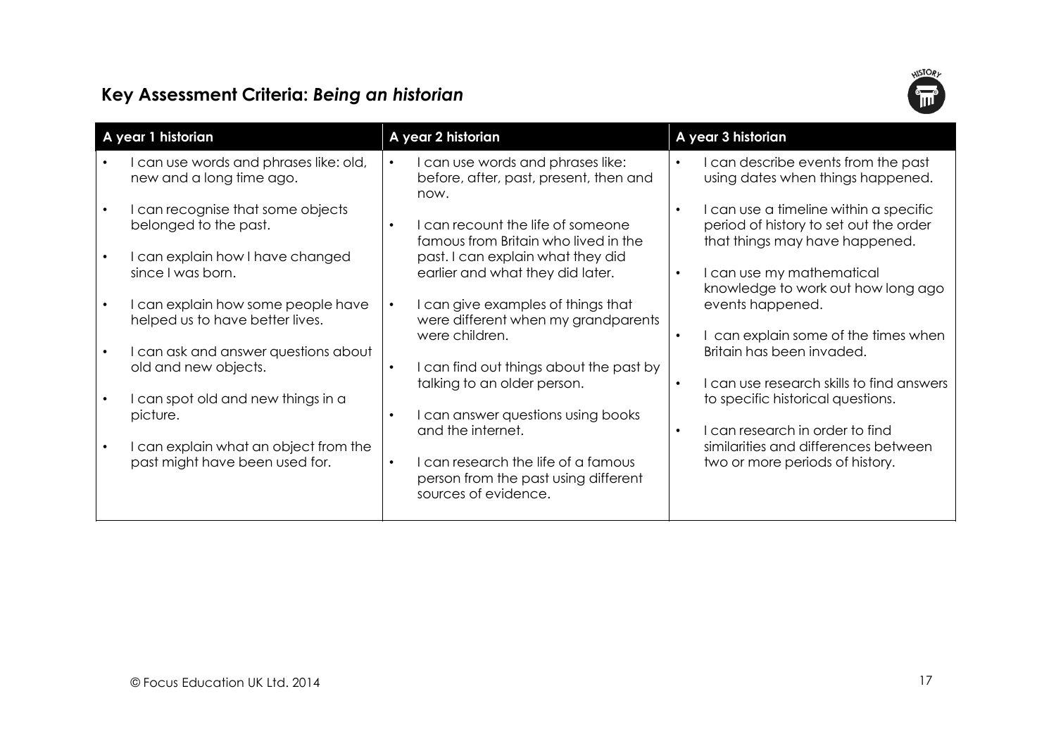# Key Assessment Criteria: *Being an historian*

| A year 1 historian | A year 2 historian | A year 3 historian |
| --- | --- | --- |
| • I can use words and phrases like: old, new and a long time ago.<br><br>• I can recognise that some objects belonged to the past.<br><br>• I can explain how I have changed since I was born.<br><br>• I can explain how some people have helped us to have better lives.<br><br>• I can ask and answer questions about old and new objects.<br><br>• I can spot old and new things in a picture.<br><br>• I can explain what an object from the past might have been used for. | • I can use words and phrases like: before, after, past, present, then and now.<br><br>• I can recount the life of someone famous from Britain who lived in the past. I can explain what they did earlier and what they did later.<br><br>• I can give examples of things that were different when my grandparents were children.<br><br>• I can find out things about the past by talking to an older person.<br><br>• I can answer questions using books and the internet.<br><br>• I can research the life of a famous person from the past using different sources of evidence. | • I can describe events from the past using dates when things happened.<br><br>• I can use a timeline within a specific period of history to set out the order that things may have happened.<br><br>• I can use my mathematical knowledge to work out how long ago events happened.<br><br>• I can explain some of the times when Britain has been invaded.<br><br>• I can use research skills to find answers to specific historical questions.<br><br>• I can research in order to find similarities and differences between two or more periods of history. |

© Focus Education UK Ltd. 2014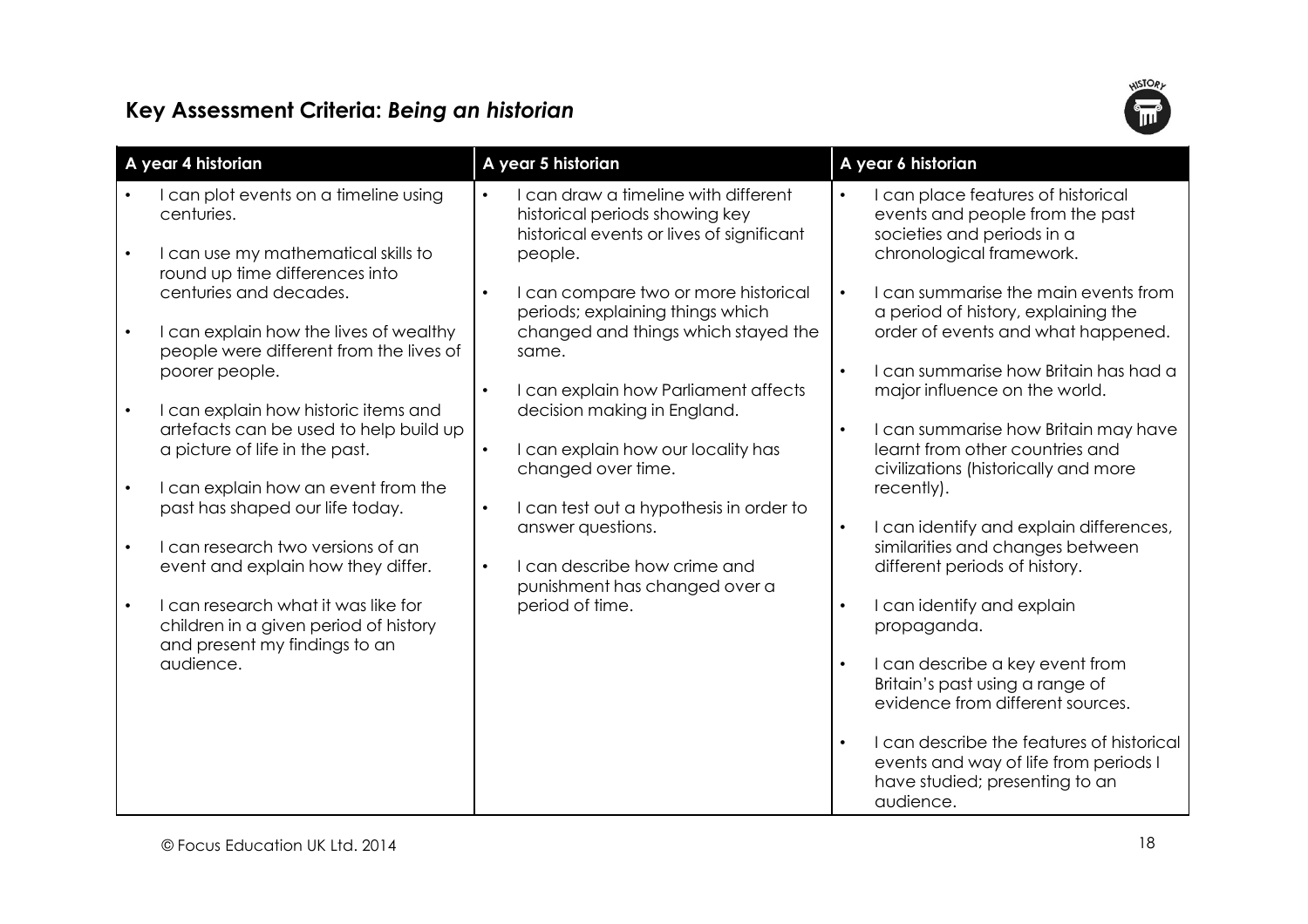## Key Assessment Criteria: *Being an historian*

| A year 4 historian | A year 5 historian | A year 6 historian |
|---|---|---|
| • I can plot events on a timeline using centuries.<br>• I can use my mathematical skills to round up time differences into centuries and decades.<br>• I can explain how the lives of wealthy people were different from the lives of poorer people.<br>• I can explain how historic items and artefacts can be used to help build up a picture of life in the past.<br>• I can explain how an event from the past has shaped our life today.<br>• I can research two versions of an event and explain how they differ.<br>• I can research what it was like for children in a given period of history and present my findings to an audience. | • I can draw a timeline with different historical periods showing key historical events or lives of significant people.<br>• I can compare two or more historical periods; explaining things which changed and things which stayed the same.<br>• I can explain how Parliament affects decision making in England.<br>• I can explain how our locality has changed over time.<br>• I can test out a hypothesis in order to answer questions.<br>• I can describe how crime and punishment has changed over a period of time. | • I can place features of historical events and people from the past societies and periods in a chronological framework.<br>• I can summarise the main events from a period of history, explaining the order of events and what happened.<br>• I can summarise how Britain has had a major influence on the world.<br>• I can summarise how Britain may have learnt from other countries and civilizations (historically and more recently).<br>• I can identify and explain differences, similarities and changes between different periods of history.<br>• I can identify and explain propaganda.<br>• I can describe a key event from Britain's past using a range of evidence from different sources.<br>• I can describe the features of historical events and way of life from periods I have studied; presenting to an audience. |

© Focus Education UK Ltd. 2014